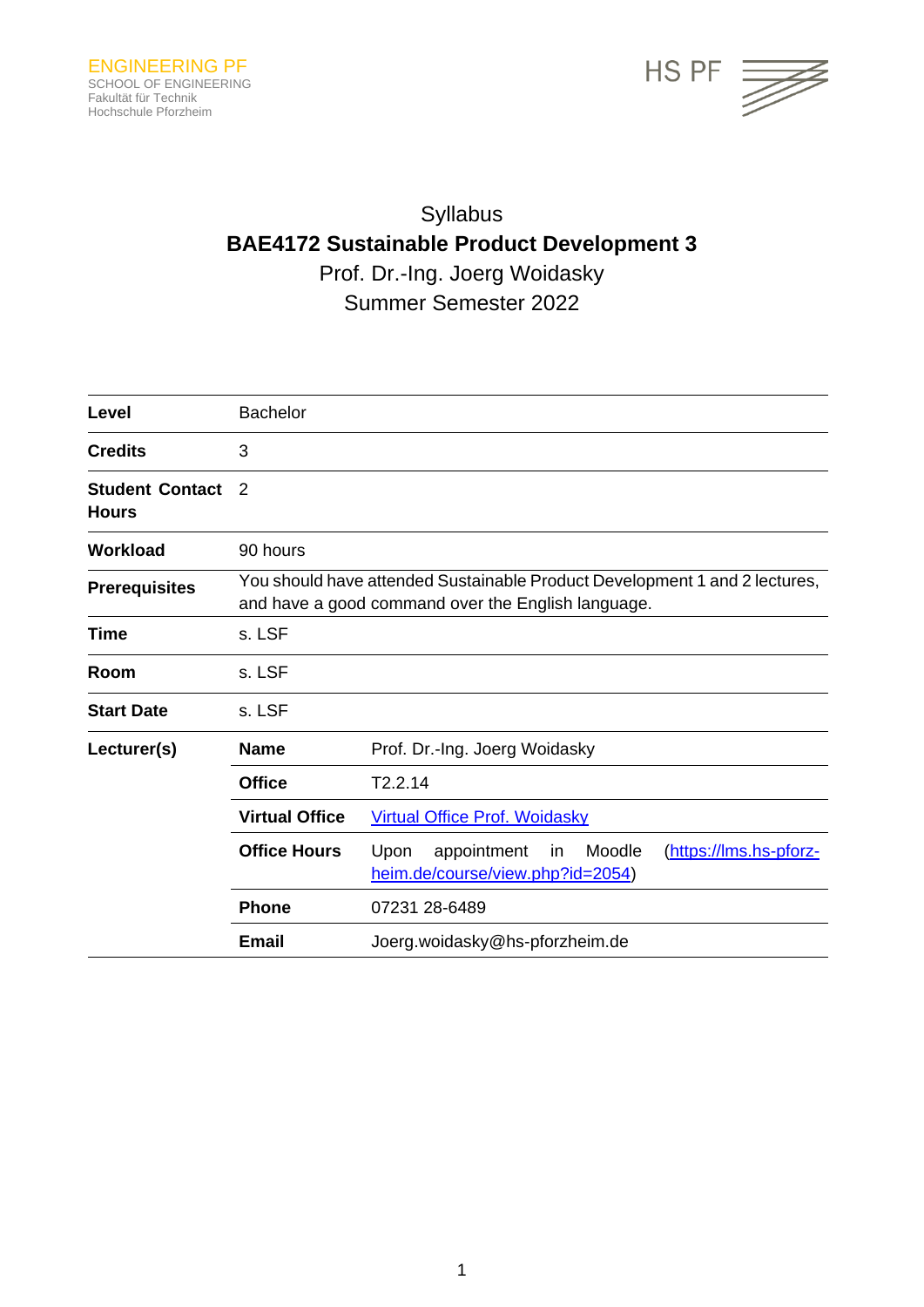ENGINEERING PF
SCHOOL OF ENGINEERING
Fakultät für Technik
Hochschule Pforzheim

HS PF

# Syllabus

## BAE4172 Sustainable Product Development 3

Prof. Dr.-Ing. Joerg Woidasky

Summer Semester 2022

| | | |
|---|---|---|
| **Level** | Bachelor | |
| **Credits** | 3 | |
| **Student Contact Hours** | 2 | |
| **Workload** | 90 hours | |
| **Prerequisites** | You should have attended Sustainable Product Development 1 and 2 lectures, and have a good command over the English language. | |
| **Time** | s. LSF | |
| **Room** | s. LSF | |
| **Start Date** | s. LSF | |
| **Lecturer(s)** | **Name** | Prof. Dr.-Ing. Joerg Woidasky |
| | **Office** | T2.2.14 |
| | **Virtual Office** | Virtual Office Prof. Woidasky |
| | **Office Hours** | Upon appointment in Moodle (https://lms.hs-pforzheim.de/course/view.php?id=2054) |
| | **Phone** | 07231 28-6489 |
| | **Email** | Joerg.woidasky@hs-pforzheim.de |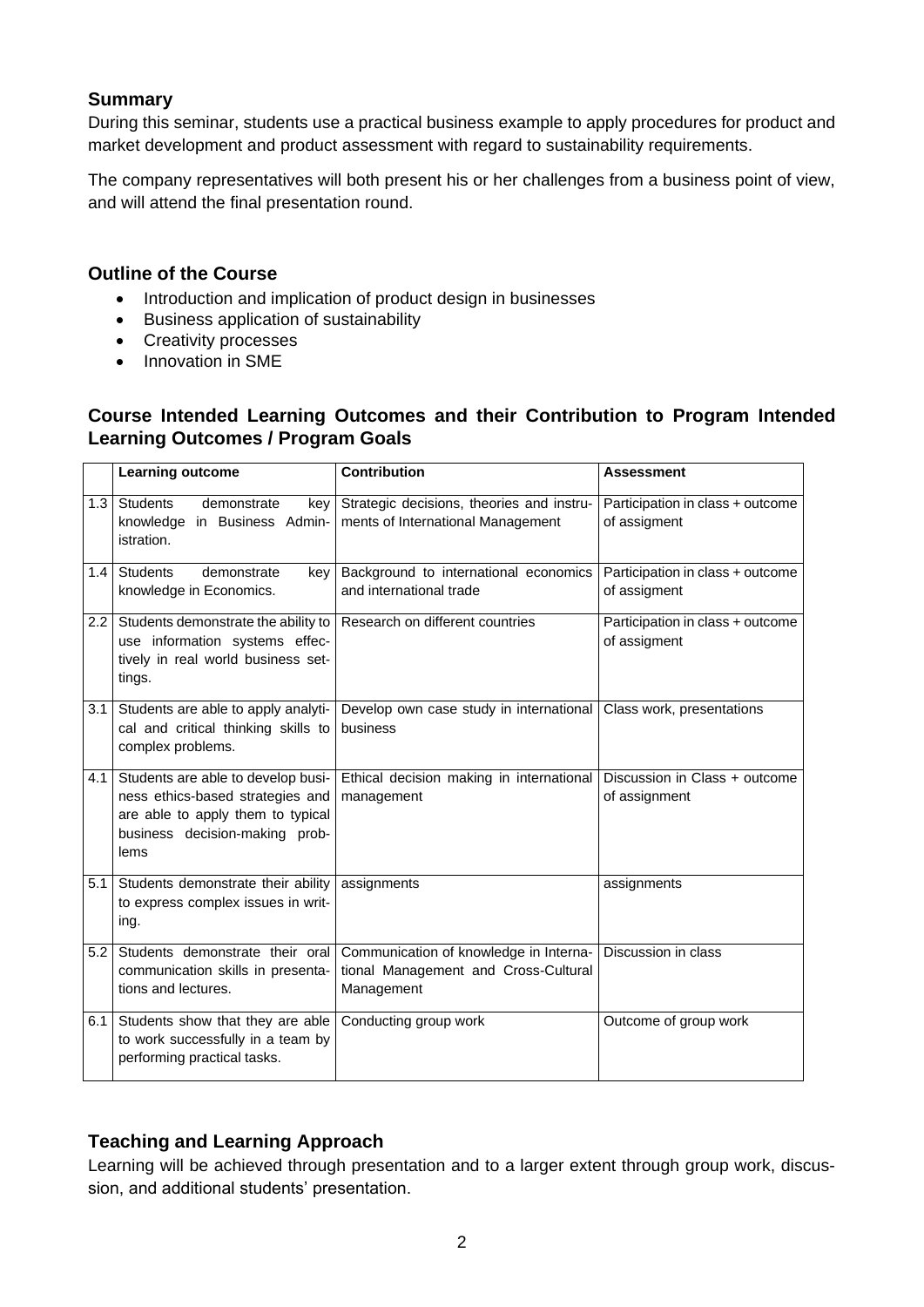## Summary

During this seminar, students use a practical business example to apply procedures for product and market development and product assessment with regard to sustainability requirements.

The company representatives will both present his or her challenges from a business point of view, and will attend the final presentation round.

## Outline of the Course

- Introduction and implication of product design in businesses
- Business application of sustainability
- Creativity processes
- Innovation in SME

## Course Intended Learning Outcomes and their Contribution to Program Intended Learning Outcomes / Program Goals

| | Learning outcome | Contribution | Assessment |
|---|---|---|---|
| 1.3 | Students demonstrate key knowledge in Business Administration. | Strategic decisions, theories and instruments of International Management | Participation in class + outcome of assigment |
| 1.4 | Students demonstrate key knowledge in Economics. | Background to international economics and international trade | Participation in class + outcome of assigment |
| 2.2 | Students demonstrate the ability to use information systems effectively in real world business settings. | Research on different countries | Participation in class + outcome of assigment |
| 3.1 | Students are able to apply analytical and critical thinking skills to complex problems. | Develop own case study in international business | Class work, presentations |
| 4.1 | Students are able to develop business ethics-based strategies and are able to apply them to typical business decision-making problems | Ethical decision making in international management | Discussion in Class + outcome of assignment |
| 5.1 | Students demonstrate their ability to express complex issues in writing. | assignments | assignments |
| 5.2 | Students demonstrate their oral communication skills in presentations and lectures. | Communication of knowledge in International Management and Cross-Cultural Management | Discussion in class |
| 6.1 | Students show that they are able to work successfully in a team by performing practical tasks. | Conducting group work | Outcome of group work |

## Teaching and Learning Approach

Learning will be achieved through presentation and to a larger extent through group work, discussion, and additional students' presentation.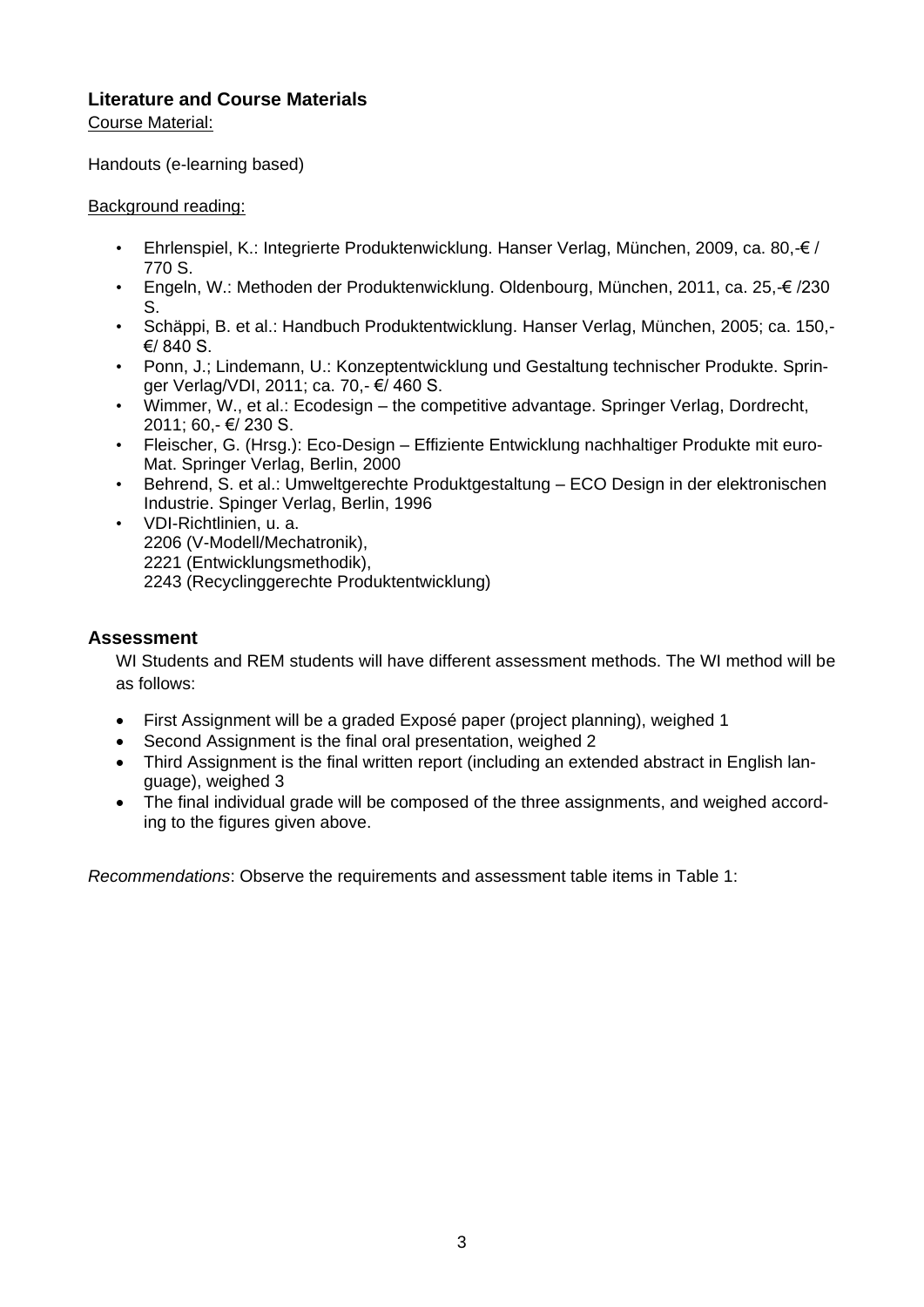## Literature and Course Materials

Course Material:

Handouts (e-learning based)

Background reading:

- Ehrlenspiel, K.: Integrierte Produktenwicklung. Hanser Verlag, München, 2009, ca. 80,-€ / 770 S.
- Engeln, W.: Methoden der Produktenwicklung. Oldenbourg, München, 2011, ca. 25,-€ /230 S.
- Schäppi, B. et al.: Handbuch Produktentwicklung. Hanser Verlag, München, 2005; ca. 150,- €/ 840 S.
- Ponn, J.; Lindemann, U.: Konzeptentwicklung und Gestaltung technischer Produkte. Springer Verlag/VDI, 2011; ca. 70,- €/ 460 S.
- Wimmer, W., et al.: Ecodesign – the competitive advantage. Springer Verlag, Dordrecht, 2011; 60,- €/ 230 S.
- Fleischer, G. (Hrsg.): Eco-Design – Effiziente Entwicklung nachhaltiger Produkte mit euroMat. Springer Verlag, Berlin, 2000
- Behrend, S. et al.: Umweltgerechte Produktgestaltung – ECO Design in der elektronischen Industrie. Spinger Verlag, Berlin, 1996
- VDI-Richtlinien, u. a.
  2206 (V-Modell/Mechatronik),
  2221 (Entwicklungsmethodik),
  2243 (Recyclinggerechte Produktentwicklung)

## Assessment

WI Students and REM students will have different assessment methods. The WI method will be as follows:

- First Assignment will be a graded Exposé paper (project planning), weighed 1
- Second Assignment is the final oral presentation, weighed 2
- Third Assignment is the final written report (including an extended abstract in English language), weighed 3
- The final individual grade will be composed of the three assignments, and weighed according to the figures given above.

*Recommendations*: Observe the requirements and assessment table items in Table 1: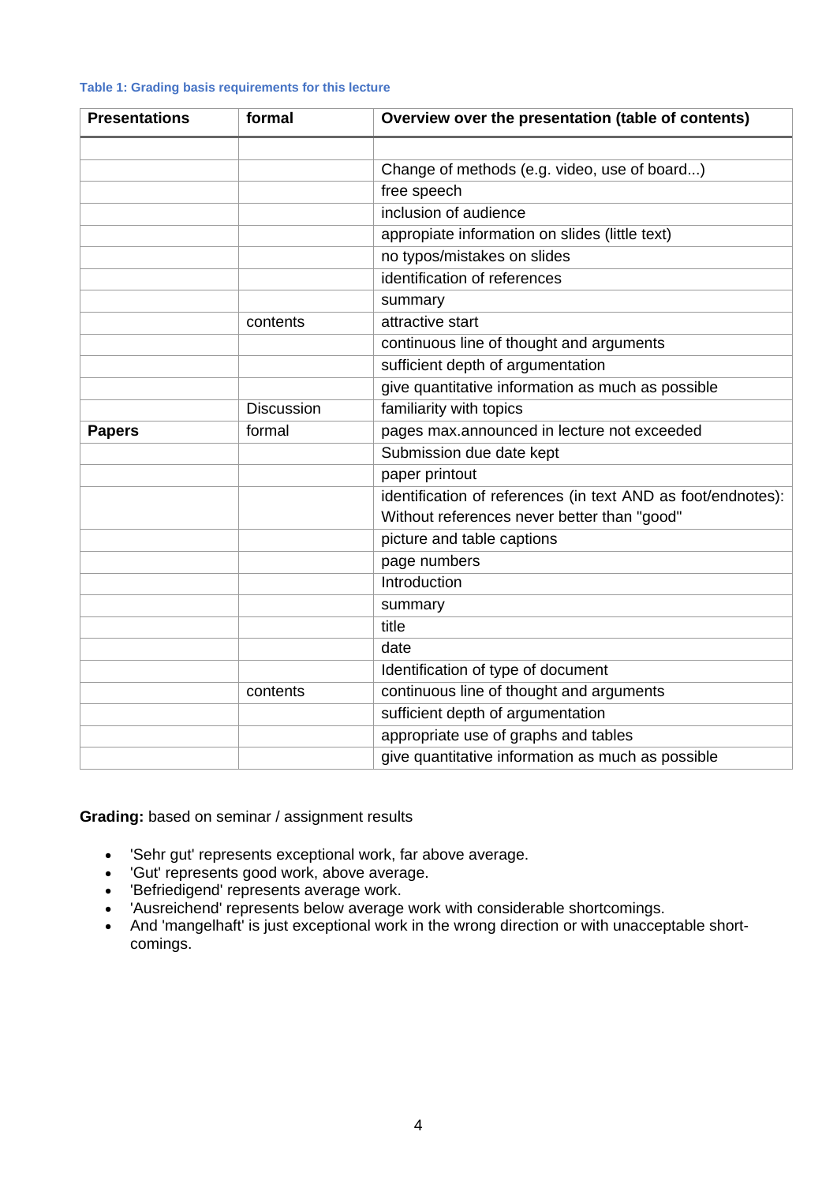**Table 1: Grading basis requirements for this lecture**

| Presentations | formal | Overview over the presentation (table of contents) |
|---|---|---|
| | | |
| | | Change of methods (e.g. video, use of board...) |
| | | free speech |
| | | inclusion of audience |
| | | appropiate information on slides (little text) |
| | | no typos/mistakes on slides |
| | | identification of references |
| | | summary |
| | contents | attractive start |
| | | continuous line of thought and arguments |
| | | sufficient depth of argumentation |
| | | give quantitative information as much as possible |
| | Discussion | familiarity with topics |
| **Papers** | formal | pages max.announced in lecture not exceeded |
| | | Submission due date kept |
| | | paper printout |
| | | identification of references (in text AND as foot/endnotes): Without references never better than "good" |
| | | picture and table captions |
| | | page numbers |
| | | Introduction |
| | | summary |
| | | title |
| | | date |
| | | Identification of type of document |
| | contents | continuous line of thought and arguments |
| | | sufficient depth of argumentation |
| | | appropriate use of graphs and tables |
| | | give quantitative information as much as possible |

**Grading:** based on seminar / assignment results

- 'Sehr gut' represents exceptional work, far above average.
- 'Gut' represents good work, above average.
- 'Befriedigend' represents average work.
- 'Ausreichend' represents below average work with considerable shortcomings.
- And 'mangelhaft' is just exceptional work in the wrong direction or with unacceptable short-comings.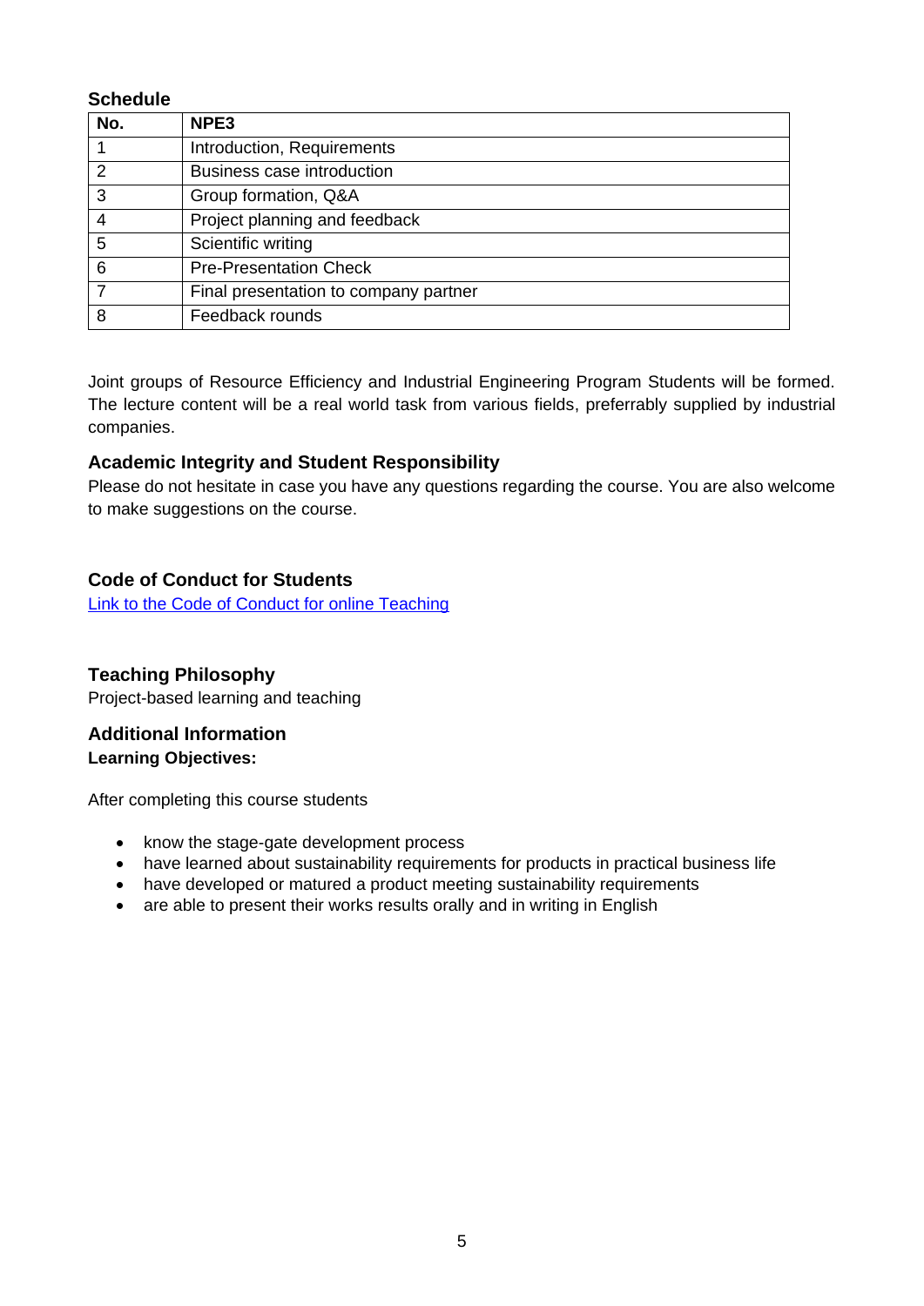## Schedule

| No. | NPE3 |
|---|---|
| 1 | Introduction, Requirements |
| 2 | Business case introduction |
| 3 | Group formation, Q&A |
| 4 | Project planning and feedback |
| 5 | Scientific writing |
| 6 | Pre-Presentation Check |
| 7 | Final presentation to company partner |
| 8 | Feedback rounds |

Joint groups of Resource Efficiency and Industrial Engineering Program Students will be formed. The lecture content will be a real world task from various fields, preferrably supplied by industrial companies.

## Academic Integrity and Student Responsibility

Please do not hesitate in case you have any questions regarding the course. You are also welcome to make suggestions on the course.

## Code of Conduct for Students

Link to the Code of Conduct for online Teaching

## Teaching Philosophy

Project-based learning and teaching

## Additional Information

**Learning Objectives:**

After completing this course students

- know the stage-gate development process
- have learned about sustainability requirements for products in practical business life
- have developed or matured a product meeting sustainability requirements
- are able to present their works results orally and in writing in English